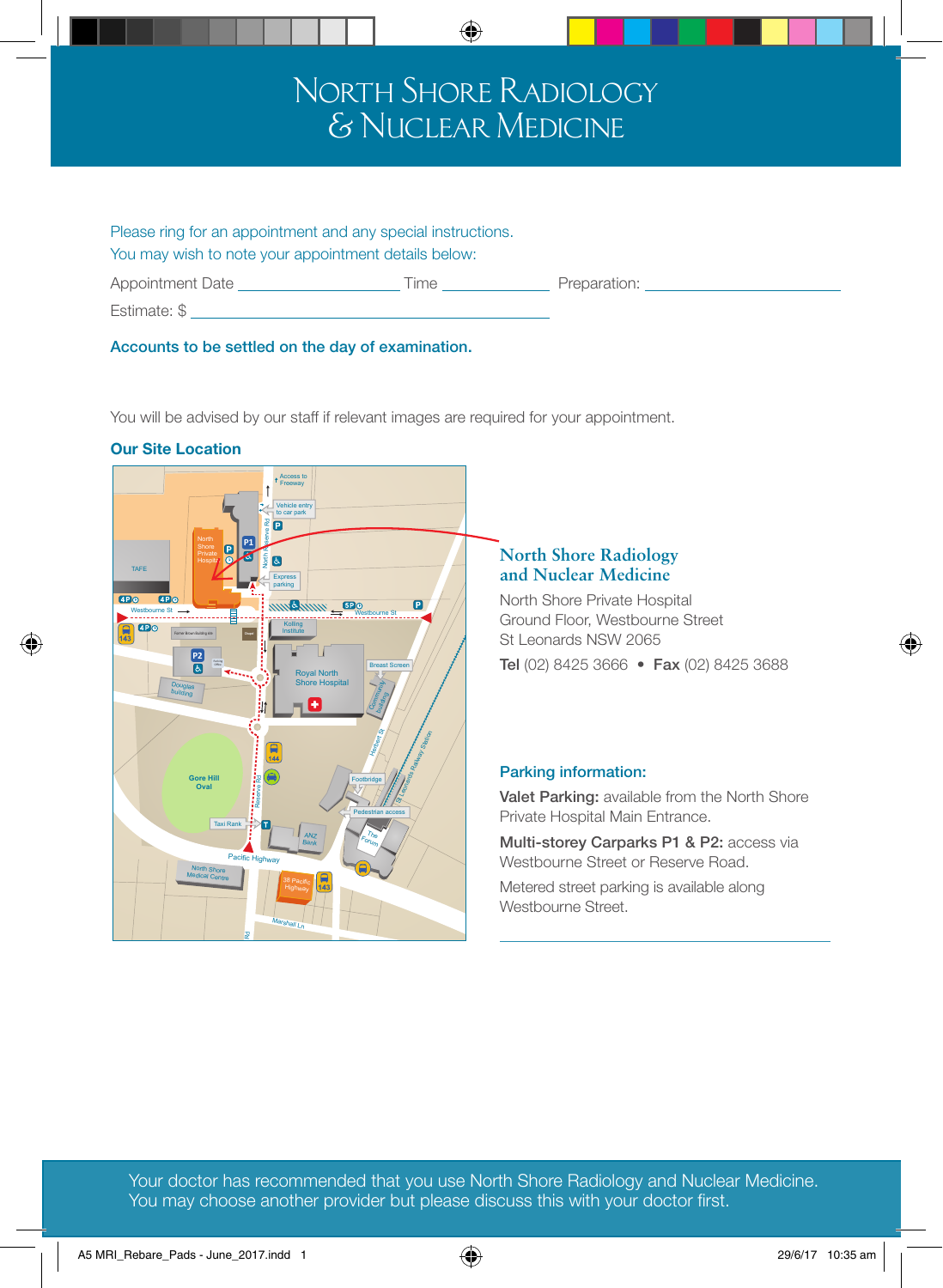# North Shore Radiology & Nuclear Medicine

Please ring for an appointment and any special instructions.
You may wish to note your appointment details below:

Appointment Date ____________________ Time ____________ Preparation: ____________________

Estimate: $ ____________________________________________

**Accounts to be settled on the day of examination.**

You will be advised by our staff if relevant images are required for your appointment.

**Our Site Location**

Access to Freeway
Vehicle entry to car park
North Reserve Rd
P1
P
North Shore Private Hospital
TAFE
Express parking
4P
4P
5P
P
Westbourne St
Westbourne St
143
4P
Former Brown Building site
Chapel
Kolling Institute
P2
Royal North Shore Hospital
Breast Screen
Douglas building
Community building
Herbert St
144
Gore Hill Oval
Reserve Rd
Footbridge
St Leonards Railway Station
Pedestrian access
Taxi Rank
T
ANZ Bank
The Forum
Pacific Highway
North Shore Medical Centre
38 Pacific Highway
143
Marshall Ln
Rd

## North Shore Radiology and Nuclear Medicine

North Shore Private Hospital
Ground Floor, Westbourne Street
St Leonards NSW 2065

**Tel** (02) 8425 3666 • **Fax** (02) 8425 3688

**Parking information:**

**Valet Parking:** available from the North Shore Private Hospital Main Entrance.

**Multi-storey Carparks P1 & P2:** access via Westbourne Street or Reserve Road.

Metered street parking is available along Westbourne Street.

Your doctor has recommended that you use North Shore Radiology and Nuclear Medicine.
You may choose another provider but please discuss this with your doctor first.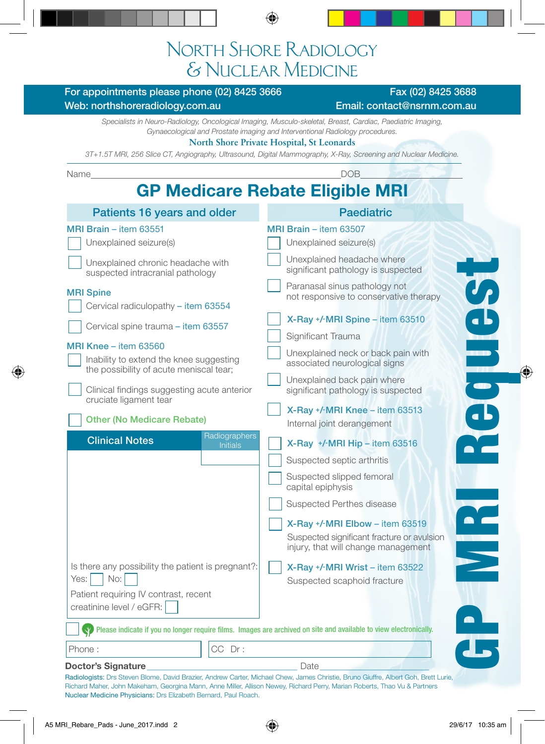# NORTH SHORE RADIOLOGY & NUCLEAR MEDICINE

**For appointments please phone (02) 8425 3666** | **Fax (02) 8425 3688**
**Web: northshoreradiology.com.au** | **Email: contact@nsrnm.com.au**

*Specialists in Neuro-Radiology, Oncological Imaging, Musculo-skeletal, Breast, Cardiac, Paediatric Imaging, Gynaecological and Prostate imaging and Interventional Radiology procedures.*

**North Shore Private Hospital, St Leonards**

*3T+1.5T MRI, 256 Slice CT, Angiography, Ultrasound, Digital Mammography, X-Ray, Screening and Nuclear Medicine.*

Name_______________________________ DOB_______________

# GP Medicare Rebate Eligible MRI

## Patients 16 years and older

**MRI Brain – item 63551**

- ☐ Unexplained seizure(s)
- ☐ Unexplained chronic headache with suspected intracranial pathology

**MRI Spine**

- ☐ Cervical radiculopathy – item 63554
- ☐ Cervical spine trauma – item 63557

**MRI Knee – item 63560**

- ☐ Inability to extend the knee suggesting the possibility of acute meniscal tear;
- ☐ Clinical findings suggesting acute anterior cruciate ligament tear

☐ **Other (No Medicare Rebate)**

**Clinical Notes** | Radiographers Initials

Is there any possibility the patient is pregnant?: Yes: ☐ No: ☐

Patient requiring IV contrast, recent creatinine level / eGFR: ☐

## Paediatric

**MRI Brain – item 63507**

- ☐ Unexplained seizure(s)
- ☐ Unexplained headache where significant pathology is suspected
- ☐ Paranasal sinus pathology not not responsive to conservative therapy

☐ **X-Ray +/-MRI Spine – item 63510**

- ☐ Significant Trauma
- ☐ Unexplained neck or back pain with associated neurological signs
- ☐ Unexplained back pain where significant pathology is suspected

☐ **X-Ray +/-MRI Knee – item 63513**

Internal joint derangement

☐ **X-Ray +/-MRI Hip – item 63516**

- ☐ Suspected septic arthritis
- ☐ Suspected slipped femoral capital epiphysis
- ☐ Suspected Perthes disease

☐ **X-Ray +/-MRI Elbow – item 63519**

Suspected significant fracture or avulsion injury, that will change management

☐ **X-Ray +/-MRI Wrist – item 63522**

Suspected scaphoid fracture

# GP MRI Request

☐ Please indicate if you no longer require films. Images are archived on site and available to view electronically.

Phone : | CC Dr :

**Doctor's Signature**_______________________ Date_______________

Radiologists: Drs Steven Blome, David Brazier, Andrew Carter, Michael Chew, James Christie, Bruno Giuffre, Albert Goh, Brett Lurie, Richard Maher, John Makeham, Georgina Mann, Anne Miller, Allison Newey, Richard Perry, Marian Roberts, Thao Vu & Partners

Nuclear Medicine Physicians: Drs Elizabeth Bernard, Paul Roach.